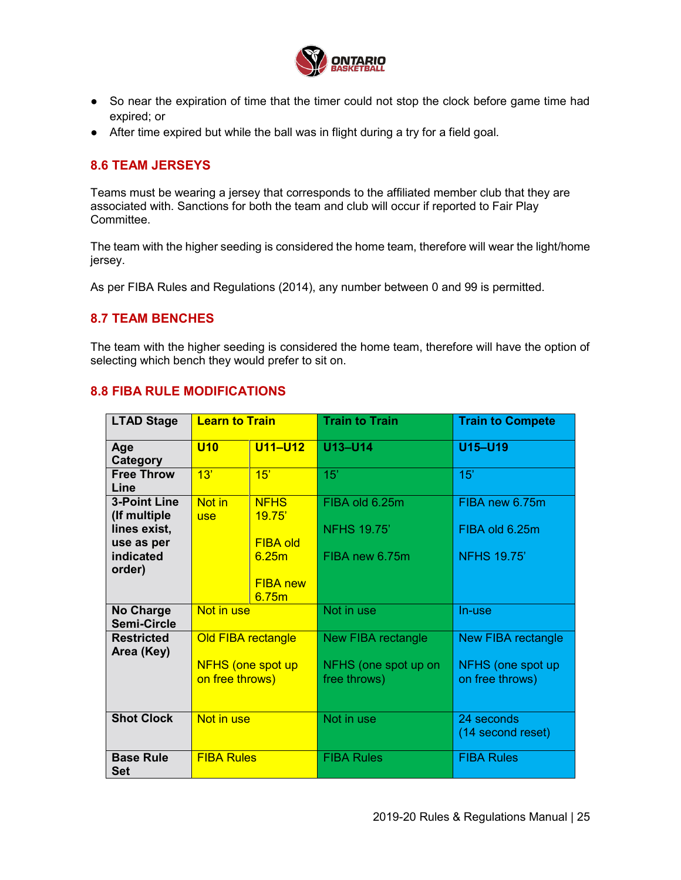- So near the expiration of time that the timer could not stop the clock before game time had expired; or
- After time expired but while the ball was in flight during a try for a field goal.

### 8.6 TEAM JERSEYS

Teams must be wearing a jersey that corresponds to the affiliated member club that they are associated with. Sanctions for both the team and club will occur if reported to Fair Play Committee.

The team with the higher seeding is considered the home team, therefore will wear the light/home jersey.

As per FIBA Rules and Regulations (2014), any number between 0 and 99 is permitted.

### 8.7 TEAM BENCHES

The team with the higher seeding is considered the home team, therefore will have the option of selecting which bench they would prefer to sit on.

### 8.8 FIBA RULE MODIFICATIONS

| LTAD Stage | Learn to Train | | Train to Train | Train to Compete |
|---|---|---|---|---|
| Age Category | U10 | U11–U12 | U13–U14 | U15–U19 |
| Free Throw Line | 13' | 15' | 15' | 15' |
| 3-Point Line (If multiple lines exist, use as per indicated order) | Not in use | NFHS 19.75'<br><br>FIBA old 6.25m<br><br>FIBA new 6.75m | FIBA old 6.25m<br><br>NFHS 19.75'<br><br>FIBA new 6.75m | FIBA new 6.75m<br><br>FIBA old 6.25m<br><br>NFHS 19.75' |
| No Charge Semi-Circle | Not in use | | Not in use | In-use |
| Restricted Area (Key) | Old FIBA rectangle<br><br>NFHS (one spot up on free throws) | | New FIBA rectangle<br><br>NFHS (one spot up on free throws) | New FIBA rectangle<br><br>NFHS (one spot up on free throws) |
| Shot Clock | Not in use | | Not in use | 24 seconds<br>(14 second reset) |
| Base Rule Set | FIBA Rules | | FIBA Rules | FIBA Rules |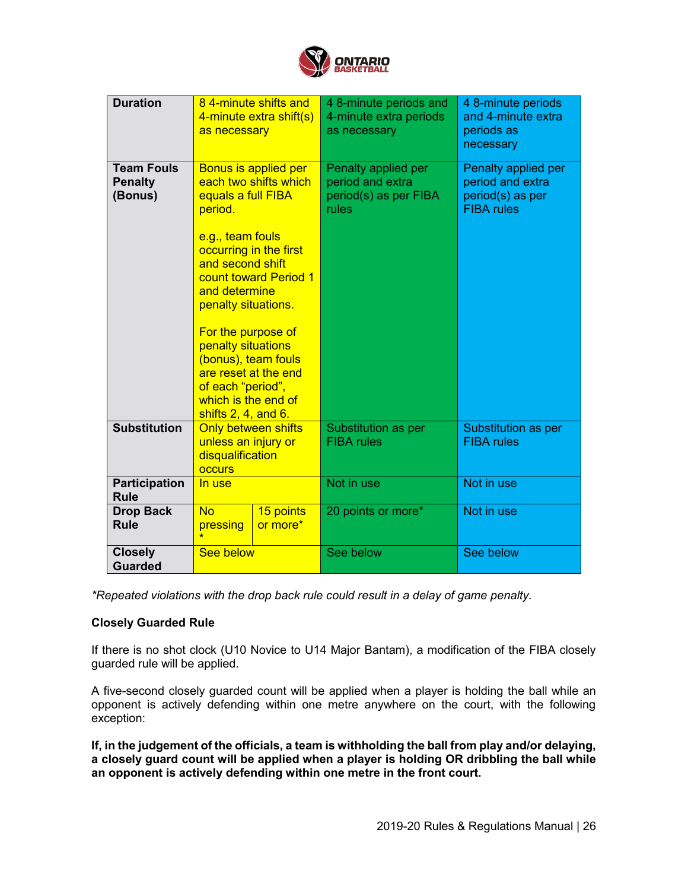| | | | | |
|---|---|---|---|---|
| **Duration** | 8 4-minute shifts and 4-minute extra shift(s) as necessary | | 4 8-minute periods and 4-minute extra periods as necessary | 4 8-minute periods and 4-minute extra periods as necessary |
| **Team Fouls Penalty (Bonus)** | Bonus is applied per each two shifts which equals a full FIBA period.<br><br>e.g., team fouls occurring in the first and second shift count toward Period 1 and determine penalty situations.<br><br>For the purpose of penalty situations (bonus), team fouls are reset at the end of each "period", which is the end of shifts 2, 4, and 6. | | Penalty applied per period and extra period(s) as per FIBA rules | Penalty applied per period and extra period(s) as per FIBA rules |
| **Substitution** | Only between shifts unless an injury or disqualification occurs | | Substitution as per FIBA rules | Substitution as per FIBA rules |
| **Participation Rule** | In use | | Not in use | Not in use |
| **Drop Back Rule** | No pressing * | 15 points or more* | 20 points or more* | Not in use |
| **Closely Guarded** | See below | | See below | See below |

*Repeated violations with the drop back rule could result in a delay of game penalty.*

**Closely Guarded Rule**

If there is no shot clock (U10 Novice to U14 Major Bantam), a modification of the FIBA closely guarded rule will be applied.

A five-second closely guarded count will be applied when a player is holding the ball while an opponent is actively defending within one metre anywhere on the court, with the following exception:

**If, in the judgement of the officials, a team is withholding the ball from play and/or delaying, a closely guard count will be applied when a player is holding OR dribbling the ball while an opponent is actively defending within one metre in the front court.**